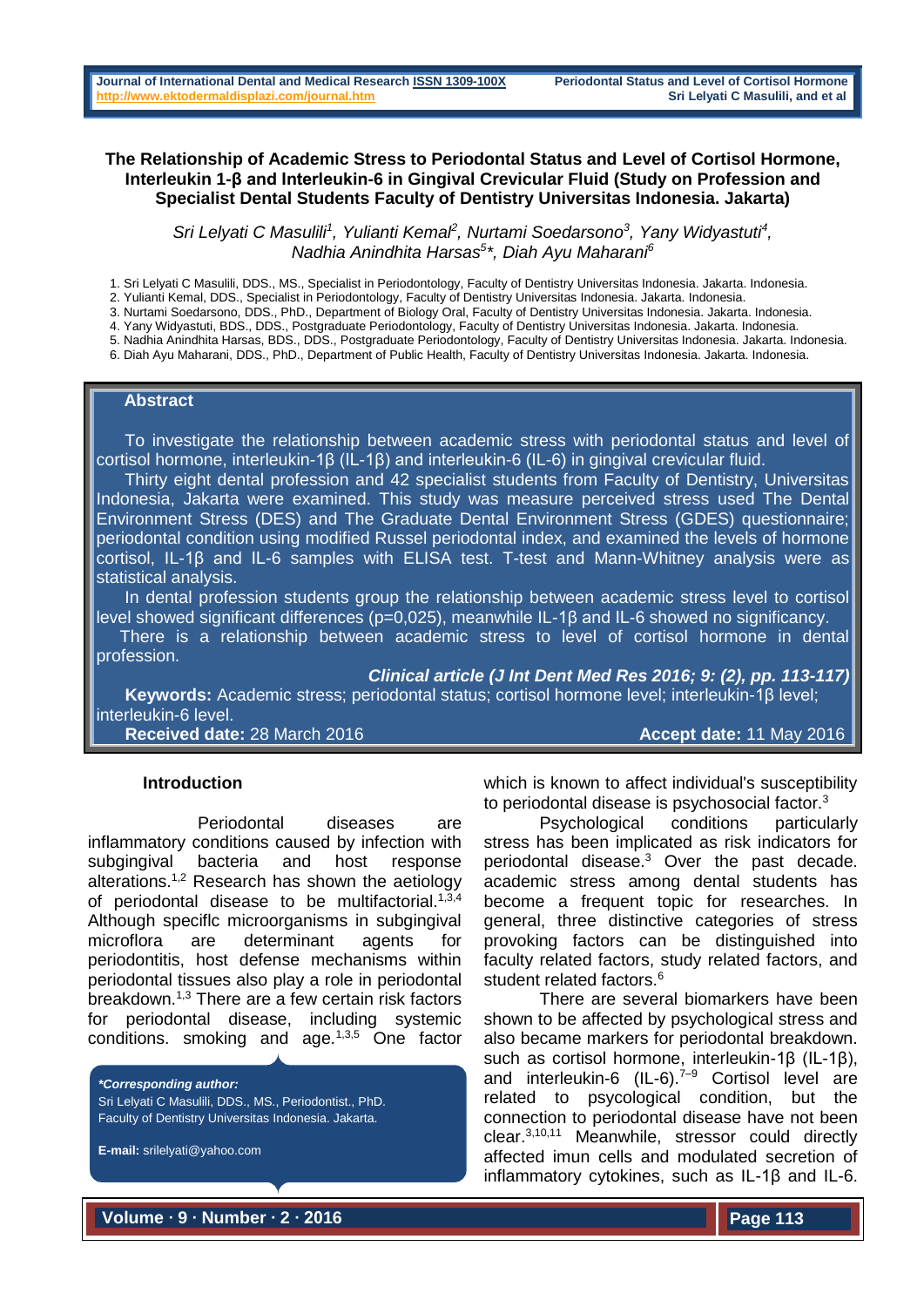# The Relationship of Academic Stress to Periodontal Status and Level of Cortisol Hormone, Interleukin 1-β and Interleukin-6 in Gingival Crevicular Fluid (Study on Profession and Specialist Dental Students Faculty of Dentistry Universitas Indonesia. Jakarta)

*Sri Lelyati C Masulili[1], Yulianti Kemal[2], Nurtami Soedarsono[3], Yany Widyastuti[4], Nadhia Anindhita Harsas[5]\*, Diah Ayu Maharani[6]*

1. Sri Lelyati C Masulili, DDS., MS., Specialist in Periodontology, Faculty of Dentistry Universitas Indonesia. Jakarta. Indonesia.
2. Yulianti Kemal, DDS., Specialist in Periodontology, Faculty of Dentistry Universitas Indonesia. Jakarta. Indonesia.
3. Nurtami Soedarsono, DDS., PhD., Department of Biology Oral, Faculty of Dentistry Universitas Indonesia. Jakarta. Indonesia.
4. Yany Widyastuti, BDS., DDS., Postgraduate Periodontology, Faculty of Dentistry Universitas Indonesia. Jakarta. Indonesia.
5. Nadhia Anindhita Harsas, BDS., DDS., Postgraduate Periodontology, Faculty of Dentistry Universitas Indonesia. Jakarta. Indonesia.
6. Diah Ayu Maharani, DDS., PhD., Department of Public Health, Faculty of Dentistry Universitas Indonesia. Jakarta. Indonesia.

## Abstract

To investigate the relationship between academic stress with periodontal status and level of cortisol hormone, interleukin-1β (IL-1β) and interleukin-6 (IL-6) in gingival crevicular fluid.

Thirty eight dental profession and 42 specialist students from Faculty of Dentistry, Universitas Indonesia, Jakarta were examined. This study was measure perceived stress used The Dental Environment Stress (DES) and The Graduate Dental Environment Stress (GDES) questionnaire; periodontal condition using modified Russel periodontal index, and examined the levels of hormone cortisol, IL-1β and IL-6 samples with ELISA test. T-test and Mann-Whitney analysis were as statistical analysis.

In dental profession students group the relationship between academic stress level to cortisol level showed significant differences (p=0,025), meanwhile IL-1β and IL-6 showed no significancy.

There is a relationship between academic stress to level of cortisol hormone in dental profession.

***Clinical article (J Int Dent Med Res 2016; 9: (2), pp. 113-117)***

**Keywords:** Academic stress; periodontal status; cortisol hormone level; interleukin-1β level; interleukin-6 level.

**Received date:** 28 March 2016 **Accept date:** 11 May 2016

## Introduction

Periodontal diseases are inflammatory conditions caused by infection with subgingival bacteria and host response alterations.[1,2] Research has shown the aetiology of periodontal disease to be multifactorial.[1,3,4] Although specifc microorganisms in subgingival microflora are determinant agents for periodontitis, host defense mechanisms within periodontal tissues also play a role in periodontal breakdown.[1,3] There are a few certain risk factors for periodontal disease, including systemic conditions. smoking and age.[1,3,5] One factor which is known to affect individual's susceptibility to periodontal disease is psychosocial factor.[3]

Psychological conditions particularly stress has been implicated as risk indicators for periodontal disease.[3] Over the past decade. academic stress among dental students has become a frequent topic for researches. In general, three distinctive categories of stress provoking factors can be distinguished into faculty related factors, study related factors, and student related factors.[6]

There are several biomarkers have been shown to be affected by psychological stress and also became markers for periodontal breakdown. such as cortisol hormone, interleukin-1β (IL-1β), and interleukin-6 (IL-6).[7–9] Cortisol level are related to psycological condition, but the connection to periodontal disease have not been clear.[3,10,11] Meanwhile, stressor could directly affected imun cells and modulated secretion of inflammatory cytokines, such as IL-1β and IL-6.

***\*Corresponding author:***
Sri Lelyati C Masulili, DDS., MS., Periodontist., PhD.
Faculty of Dentistry Universitas Indonesia. Jakarta.

**E-mail:** srilelyati@yahoo.com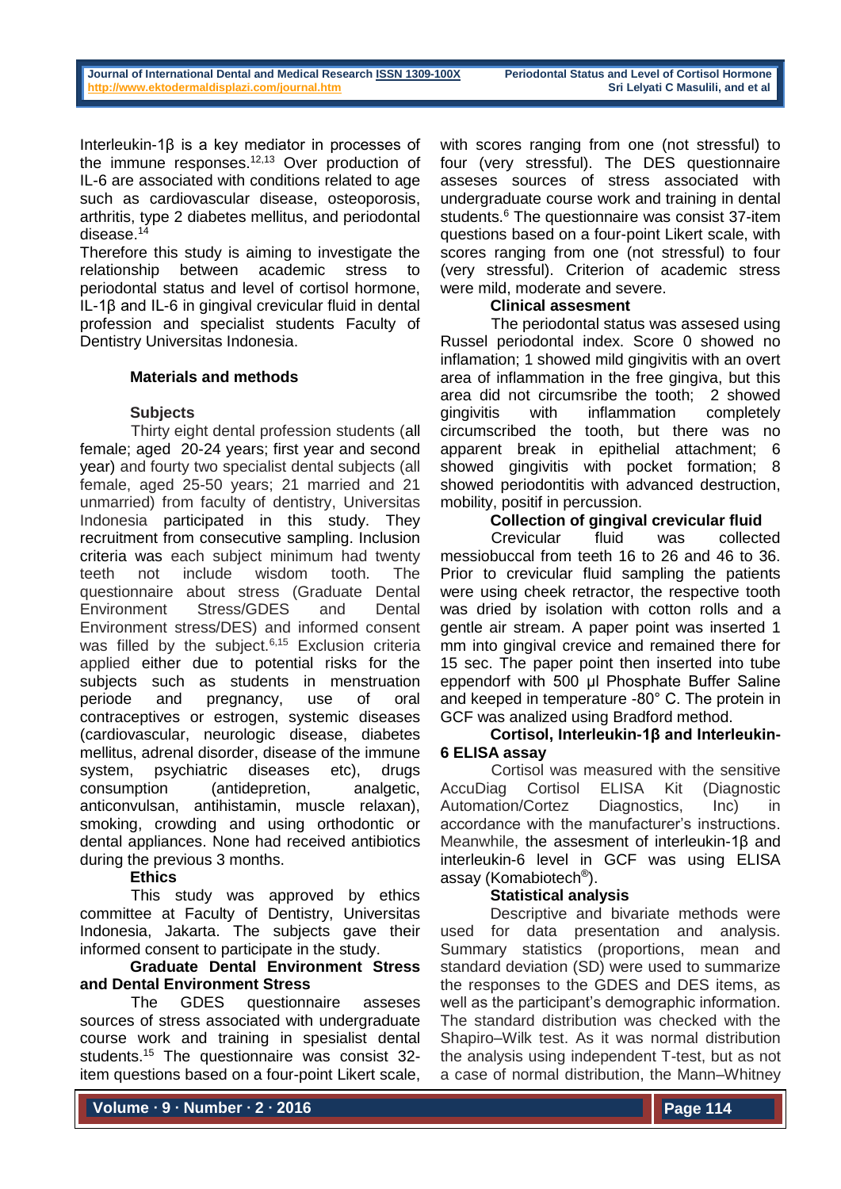Interleukin-1β is a key mediator in processes of the immune responses.[12,13] Over production of IL-6 are associated with conditions related to age such as cardiovascular disease, osteoporosis, arthritis, type 2 diabetes mellitus, and periodontal disease.[14]

Therefore this study is aiming to investigate the relationship between academic stress to periodontal status and level of cortisol hormone, IL-1β and IL-6 in gingival crevicular fluid in dental profession and specialist students Faculty of Dentistry Universitas Indonesia.

## Materials and methods

### Subjects

Thirty eight dental profession students (all female; aged 20-24 years; first year and second year) and fourty two specialist dental subjects (all female, aged 25-50 years; 21 married and 21 unmarried) from faculty of dentistry, Universitas Indonesia participated in this study. They recruitment from consecutive sampling. Inclusion criteria was each subject minimum had twenty teeth not include wisdom tooth. The questionnaire about stress (Graduate Dental Environment Stress/GDES and Dental Environment stress/DES) and informed consent was filled by the subject.[6,15] Exclusion criteria applied either due to potential risks for the subjects such as students in menstruation periode and pregnancy, use of oral contraceptives or estrogen, systemic diseases (cardiovascular, neurologic disease, diabetes mellitus, adrenal disorder, disease of the immune system, psychiatric diseases etc), drugs consumption (antidepretion, analgetic, anticonvulsan, antihistamin, muscle relaxan), smoking, crowding and using orthodontic or dental appliances. None had received antibiotics during the previous 3 months.

### Ethics

This study was approved by ethics committee at Faculty of Dentistry, Universitas Indonesia, Jakarta. The subjects gave their informed consent to participate in the study.

### Graduate Dental Environment Stress and Dental Environment Stress

The GDES questionnaire asseses sources of stress associated with undergraduate course work and training in spesialist dental students.[15] The questionnaire was consist 32-item questions based on a four-point Likert scale, with scores ranging from one (not stressful) to four (very stressful). The DES questionnaire asseses sources of stress associated with undergraduate course work and training in dental students.[6] The questionnaire was consist 37-item questions based on a four-point Likert scale, with scores ranging from one (not stressful) to four (very stressful). Criterion of academic stress were mild, moderate and severe.

### Clinical assesment

The periodontal status was assesed using Russel periodontal index. Score 0 showed no inflamation; 1 showed mild gingivitis with an overt area of inflammation in the free gingiva, but this area did not circumsribe the tooth; 2 showed gingivitis with inflammation completely circumscribed the tooth, but there was no apparent break in epithelial attachment; 6 showed gingivitis with pocket formation; 8 showed periodontitis with advanced destruction, mobility, positif in percussion.

### Collection of gingival crevicular fluid

Crevicular fluid was collected messiobuccal from teeth 16 to 26 and 46 to 36. Prior to crevicular fluid sampling the patients were using cheek retractor, the respective tooth was dried by isolation with cotton rolls and a gentle air stream. A paper point was inserted 1 mm into gingival crevice and remained there for 15 sec. The paper point then inserted into tube eppendorf with 500 µl Phosphate Buffer Saline and keeped in temperature -80° C. The protein in GCF was analyzed using Bradford method.

### Cortisol, Interleukin-1β and Interleukin-6 ELISA assay

Cortisol was measured with the sensitive AccuDiag Cortisol ELISA Kit (Diagnostic Automation/Cortez Diagnostics, Inc) in accordance with the manufacturer's instructions. Meanwhile, the assesment of interleukin-1β and interleukin-6 level in GCF was using ELISA assay (Komabiotech®).

### Statistical analysis

Descriptive and bivariate methods were used for data presentation and analysis. Summary statistics (proportions, mean and standard deviation (SD) were used to summarize the responses to the GDES and DES items, as well as the participant's demographic information. The standard distribution was checked with the Shapiro–Wilk test. As it was normal distribution the analysis using independent T-test, but as not a case of normal distribution, the Mann–Whitney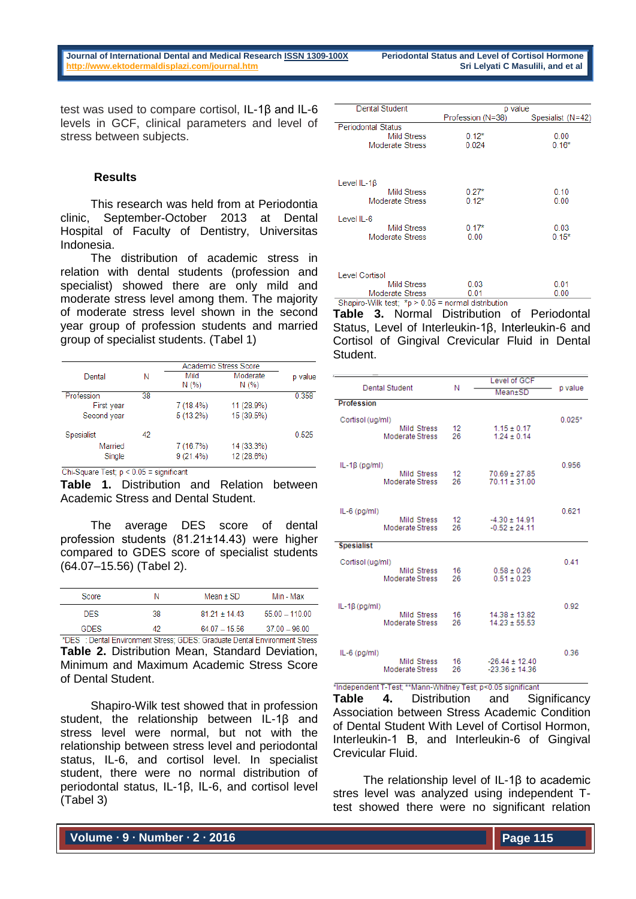test was used to compare cortisol, IL-1β and IL-6 levels in GCF, clinical parameters and level of stress between subjects.

## Results

This research was held from at Periodontia clinic, September-October 2013 at Dental Hospital of Faculty of Dentistry, Universitas Indonesia.

The distribution of academic stress in relation with dental students (profession and specialist) showed there are only mild and moderate stress level among them. The majority of moderate stress level shown in the second year group of profession students and married group of specialist students. (Tabel 1)

| Dental | N | Academic Stress Score | | p value |
|---|---|---|---|---|
| | | Mild N (%) | Moderate N (%) | |
| Profession | 38 | | | 0.358 |
| First year | | 7 (18.4%) | 11 (28.9%) | |
| Second year | | 5 (13.2%) | 15 (39.5%) | |
| Spesialist | 42 | | | 0.525 |
| Married | | 7 (16.7%) | 14 (33.3%) | |
| Single | | 9 (21.4%) | 12 (28.6%) | |

Chi-Square Test; p < 0.05 = significant

**Table 1.** Distribution and Relation between Academic Stress and Dental Student.

The average DES score of dental profession students (81.21±14.43) were higher compared to GDES score of specialist students (64.07–15.56) (Tabel 2).

| Score | N | Mean ± SD | Min - Max |
|---|---|---|---|
| DES | 38 | 81.21 ± 14.43 | 55.00 – 110.00 |
| GDES | 42 | 64.07 – 15.56 | 37.00 – 96.00 |

*DES : Dental Environment Stress; GDES: Graduate Dental Environment Stress

**Table 2.** Distribution Mean, Standard Deviation, Minimum and Maximum Academic Stress Score of Dental Student.

Shapiro-Wilk test showed that in profession student, the relationship between IL-1β and stress level were normal, but not with the relationship between stress level and periodontal status, IL-6, and cortisol level. In specialist student, there were no normal distribution of periodontal status, IL-1β, IL-6, and cortisol level (Tabel 3)

| Dental Student | p value | |
|---|---|---|
| | Profession (N=38) | Spesialist (N=42) |
| Periodontal Status | | |
| Mild Stress | 0.12* | 0.00 |
| Moderate Stress | 0.024 | 0.16* |
| Level IL-1β | | |
| Mild Stress | 0.27* | 0.10 |
| Moderate Stress | 0.12* | 0.00 |
| Level IL-6 | | |
| Mild Stress | 0.17* | 0.03 |
| Moderate Stress | 0.00 | 0.15* |
| Level Cortisol | | |
| Mild Stress | 0.03 | 0.01 |
| Moderate Stress | 0.01 | 0.00 |

Shapiro-Wilk test; *p > 0.05 = normal distribution

**Table 3.** Normal Distribution of Periodontal Status, Level of Interleukin-1β, Interleukin-6 and Cortisol of Gingival Crevicular Fluid in Dental Student.

| Dental Student | N | Level of GCF Mean±SD | p value |
|---|---|---|---|
| **Profession** | | | |
| Cortisol (ug/ml) | | | 0.025* |
| Mild Stress | 12 | 1.15 ± 0.17 | |
| Moderate Stress | 26 | 1.24 ± 0.14 | |
| IL-1β (pg/ml) | | | 0.956 |
| Mild Stress | 12 | 70.69 ± 27.85 | |
| Moderate Stress | 26 | 70.11 ± 31.00 | |
| IL-6 (pg/ml) | | | 0.621 |
| Mild Stress | 12 | -4.30 ± 14.91 | |
| Moderate Stress | 26 | -0.52 ± 24.11 | |
| **Spesialist** | | | |
| Cortisol (ug/ml) | | | 0.41 |
| Mild Stress | 16 | 0.58 ± 0.26 | |
| Moderate Stress | 26 | 0.51 ± 0.23 | |
| IL-1β (pg/ml) | | | 0.92 |
| Mild Stress | 16 | 14.38 ± 13.82 | |
| Moderate Stress | 26 | 14.23 ± 55.53 | |
| IL-6 (pg/ml) | | | 0.36 |
| Mild Stress | 16 | -26.44 ± 12.40 | |
| Moderate Stress | 26 | -23.36 ± 14.36 | |

*Independent T-Test; **Mann-Whitney Test; p<0.05 significant

**Table 4.** Distribution and Significancy Association between Stress Academic Condition of Dental Student With Level of Cortisol Hormon, Interleukin-1 Β, and Interleukin-6 of Gingival Crevicular Fluid.

The relationship level of IL-1β to academic stres level was analyzed using independent T-test showed there were no significant relation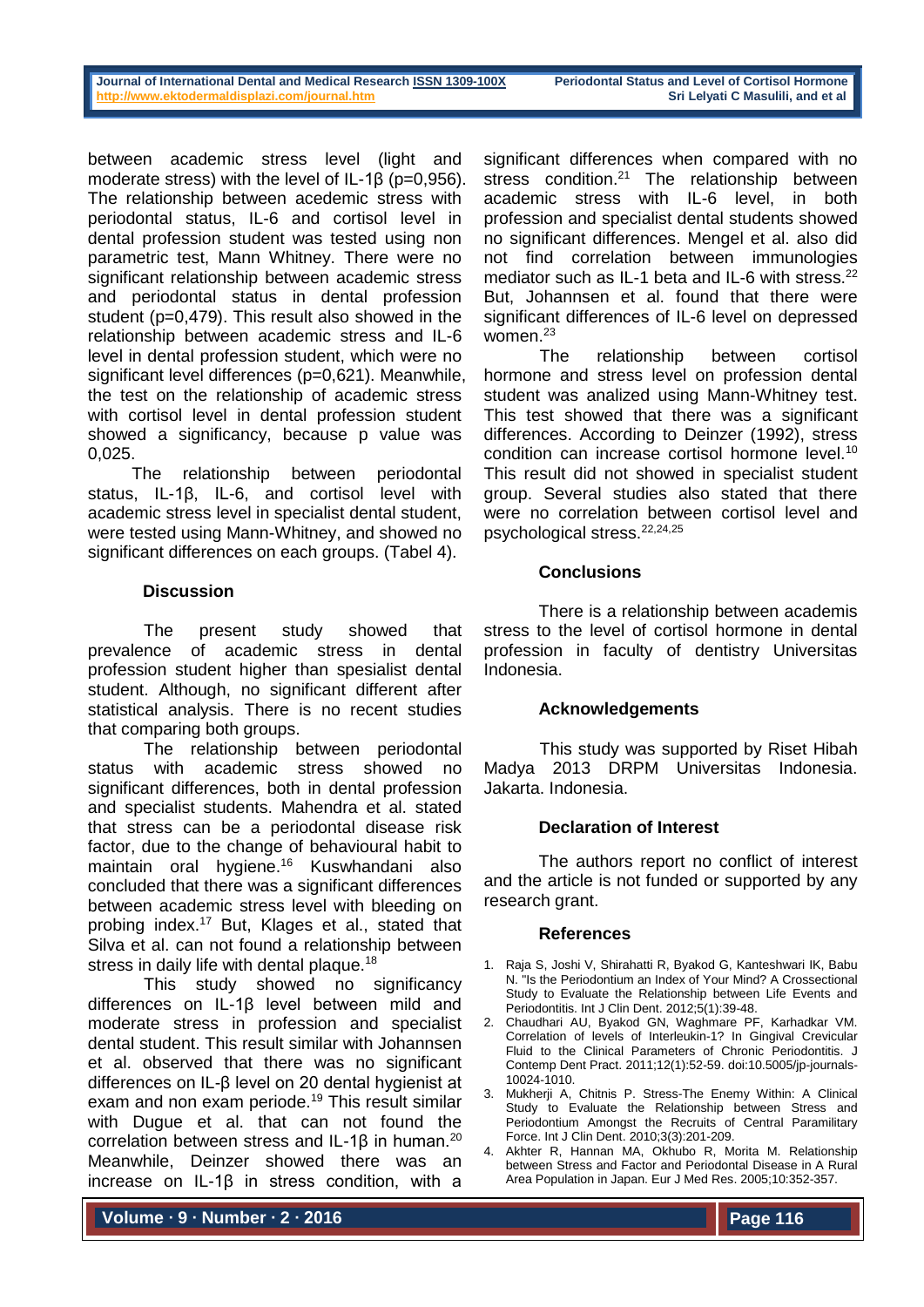between academic stress level (light and moderate stress) with the level of IL-1β (p=0,956). The relationship between acedemic stress with periodontal status, IL-6 and cortisol level in dental profession student was tested using non parametric test, Mann Whitney. There were no significant relationship between academic stress and periodontal status in dental profession student (p=0,479). This result also showed in the relationship between academic stress and IL-6 level in dental profession student, which were no significant level differences (p=0,621). Meanwhile, the test on the relationship of academic stress with cortisol level in dental profession student showed a significancy, because p value was 0,025.

The relationship between periodontal status, IL-1β, IL-6, and cortisol level with academic stress level in specialist dental student, were tested using Mann-Whitney, and showed no significant differences on each groups. (Tabel 4).

## Discussion

The present study showed that prevalence of academic stress in dental profession student higher than spesialist dental student. Although, no significant different after statistical analysis. There is no recent studies that comparing both groups.

The relationship between periodontal status with academic stress showed no significant differences, both in dental profession and specialist students. Mahendra et al. stated that stress can be a periodontal disease risk factor, due to the change of behavioural habit to maintain oral hygiene.[16] Kuswhandani also concluded that there was a significant differences between academic stress level with bleeding on probing index.[17] But, Klages et al., stated that Silva et al. can not found a relationship between stress in daily life with dental plaque.[18]

This study showed no significancy differences on IL-1β level between mild and moderate stress in profession and specialist dental student. This result similar with Johannsen et al. observed that there was no significant differences on IL-β level on 20 dental hygienist at exam and non exam periode.[19] This result similar with Dugue et al. that can not found the correlation between stress and IL-1β in human.[20] Meanwhile, Deinzer showed there was an increase on IL-1β in stress condition, with a significant differences when compared with no stress condition.[21] The relationship between academic stress with IL-6 level, in both profession and specialist dental students showed no significant differences. Mengel et al. also did not find correlation between immunologies mediator such as IL-1 beta and IL-6 with stress.[22] But, Johannsen et al. found that there were significant differences of IL-6 level on depressed women.[23]

The relationship between cortisol hormone and stress level on profession dental student was analized using Mann-Whitney test. This test showed that there was a significant differences. According to Deinzer (1992), stress condition can increase cortisol hormone level.[10] This result did not showed in specialist student group. Several studies also stated that there were no correlation between cortisol level and psychological stress.[22,24,25]

## Conclusions

There is a relationship between academis stress to the level of cortisol hormone in dental profession in faculty of dentistry Universitas Indonesia.

## Acknowledgements

This study was supported by Riset Hibah Madya 2013 DRPM Universitas Indonesia. Jakarta. Indonesia.

## Declaration of Interest

The authors report no conflict of interest and the article is not funded or supported by any research grant.

## References

1. Raja S, Joshi V, Shirahatti R, Byakod G, Kanteshwari IK, Babu N. "Is the Periodontium an Index of Your Mind? A Crossectional Study to Evaluate the Relationship between Life Events and Periodontitis. Int J Clin Dent. 2012;5(1):39-48.
2. Chaudhari AU, Byakod GN, Waghmare PF, Karhadkar VM. Correlation of levels of Interleukin-1? In Gingival Crevicular Fluid to the Clinical Parameters of Chronic Periodontitis. J Contemp Dent Pract. 2011;12(1):52-59. doi:10.5005/jp-journals-10024-1010.
3. Mukherji A, Chitnis P. Stress-The Enemy Within: A Clinical Study to Evaluate the Relationship between Stress and Periodontium Amongst the Recruits of Central Paramilitary Force. Int J Clin Dent. 2010;3(3):201-209.
4. Akhter R, Hannan MA, Okhubo R, Morita M. Relationship between Stress and Factor and Periodontal Disease in A Rural Area Population in Japan. Eur J Med Res. 2005;10:352-357.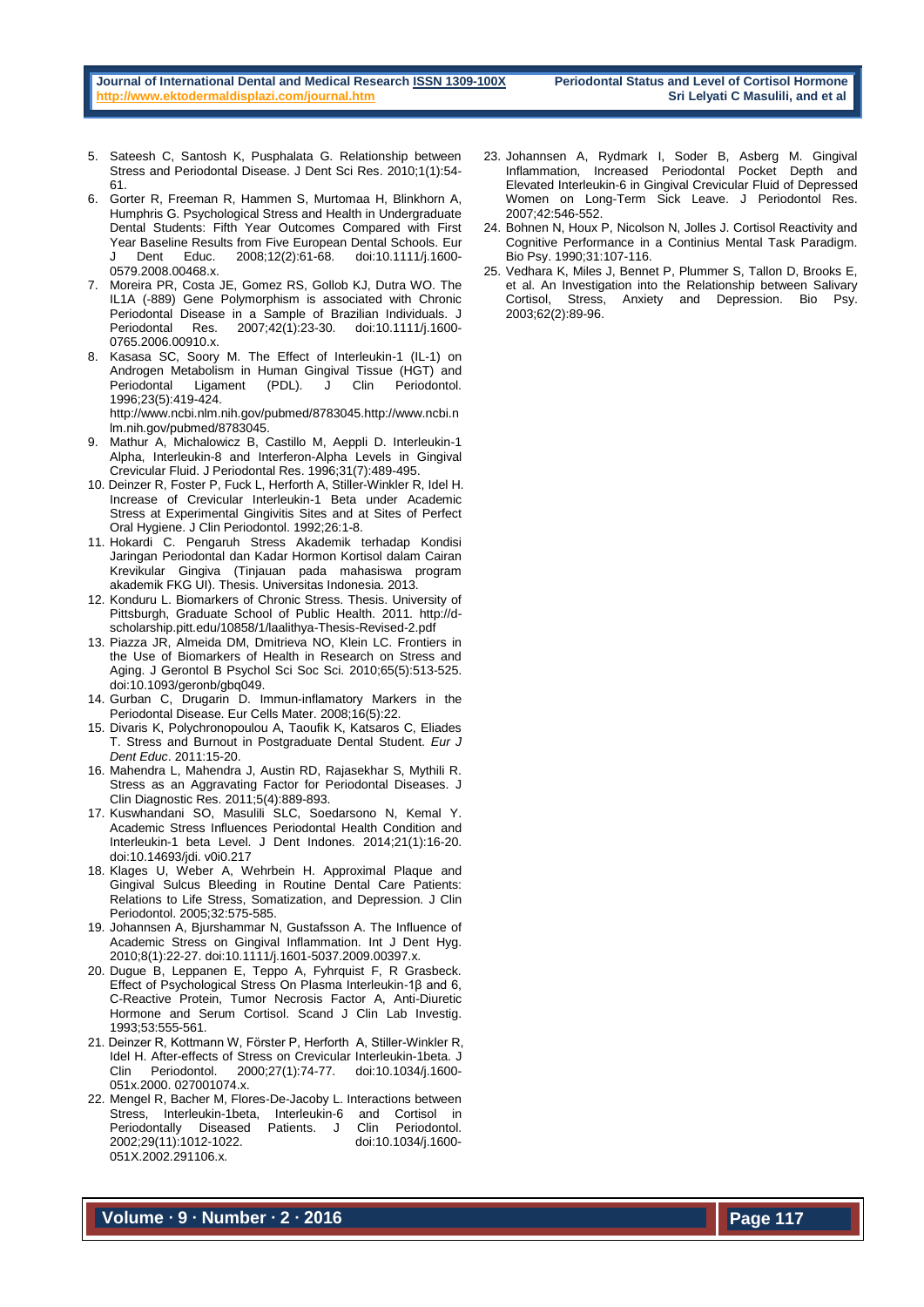5. Sateesh C, Santosh K, Pusphalata G. Relationship between Stress and Periodontal Disease. J Dent Sci Res. 2010;1(1):54-61.
6. Gorter R, Freeman R, Hammen S, Murtomaa H, Blinkhorn A, Humphris G. Psychological Stress and Health in Undergraduate Dental Students: Fifth Year Outcomes Compared with First Year Baseline Results from Five European Dental Schools. Eur J Dent Educ. 2008;12(2):61-68. doi:10.1111/j.1600-0579.2008.00468.x.
7. Moreira PR, Costa JE, Gomez RS, Gollob KJ, Dutra WO. The IL1A (-889) Gene Polymorphism is associated with Chronic Periodontal Disease in a Sample of Brazilian Individuals. J Periodontal Res. 2007;42(1):23-30. doi:10.1111/j.1600-0765.2006.00910.x.
8. Kasasa SC, Soory M. The Effect of Interleukin-1 (IL-1) on Androgen Metabolism in Human Gingival Tissue (HGT) and Periodontal Ligament (PDL). J Clin Periodontol. 1996;23(5):419-424. http://www.ncbi.nlm.nih.gov/pubmed/8783045.http://www.ncbi.nlm.nih.gov/pubmed/8783045.
9. Mathur A, Michalowicz B, Castillo M, Aeppli D. Interleukin-1 Alpha, Interleukin-8 and Interferon-Alpha Levels in Gingival Crevicular Fluid. J Periodontal Res. 1996;31(7):489-495.
10. Deinzer R, Foster P, Fuck L, Herforth A, Stiller-Winkler R, Idel H. Increase of Crevicular Interleukin-1 Beta under Academic Stress at Experimental Gingivitis Sites and at Sites of Perfect Oral Hygiene. J Clin Periodontol. 1992;26:1-8.
11. Hokardi C. Pengaruh Stress Akademik terhadap Kondisi Jaringan Periodontal dan Kadar Hormon Kortisol dalam Cairan Krevikular Gingiva (Tinjauan pada mahasiswa program akademik FKG UI). Thesis. Universitas Indonesia. 2013.
12. Konduru L. Biomarkers of Chronic Stress. Thesis. University of Pittsburgh, Graduate School of Public Health. 2011. http://d-scholarship.pitt.edu/10858/1/laalithya-Thesis-Revised-2.pdf
13. Piazza JR, Almeida DM, Dmitrieva NO, Klein LC. Frontiers in the Use of Biomarkers of Health in Research on Stress and Aging. J Gerontol B Psychol Sci Soc Sci. 2010;65(5):513-525. doi:10.1093/geronb/gbq049.
14. Gurban C, Drugarin D. Immun-inflamatory Markers in the Periodontal Disease. Eur Cells Mater. 2008;16(5):22.
15. Divaris K, Polychronopoulou A, Taoufik K, Katsaros C, Eliades T. Stress and Burnout in Postgraduate Dental Student. *Eur J Dent Educ*. 2011:15-20.
16. Mahendra L, Mahendra J, Austin RD, Rajasekhar S, Mythili R. Stress as an Aggravating Factor for Periodontal Diseases. J Clin Diagnostic Res. 2011;5(4):889-893.
17. Kuswhandani SO, Masulili SLC, Soedarsono N, Kemal Y. Academic Stress Influences Periodontal Health Condition and Interleukin-1 beta Level. J Dent Indones. 2014;21(1):16-20. doi:10.14693/jdi. v0i0.217
18. Klages U, Weber A, Wehrbein H. Approximal Plaque and Gingival Sulcus Bleeding in Routine Dental Care Patients: Relations to Life Stress, Somatization, and Depression. J Clin Periodontol. 2005;32:575-585.
19. Johannsen A, Bjurshammar N, Gustafsson A. The Influence of Academic Stress on Gingival Inflammation. Int J Dent Hyg. 2010;8(1):22-27. doi:10.1111/j.1601-5037.2009.00397.x.
20. Dugue B, Leppanen E, Teppo A, Fyhrquist F, R Grasbeck. Effect of Psychological Stress On Plasma Interleukin-1β and 6, C-Reactive Protein, Tumor Necrosis Factor A, Anti-Diuretic Hormone and Serum Cortisol. Scand J Clin Lab Investig. 1993;53:555-561.
21. Deinzer R, Kottmann W, Förster P, Herforth A, Stiller-Winkler R, Idel H. After-effects of Stress on Crevicular Interleukin-1beta. J Clin Periodontol. 2000;27(1):74-77. doi:10.1034/j.1600-051x.2000. 027001074.x.
22. Mengel R, Bacher M, Flores-De-Jacoby L. Interactions between Stress, Interleukin-1beta, Interleukin-6 and Cortisol in Periodontally Diseased Patients. J Clin Periodontol. 2002;29(11):1012-1022. doi:10.1034/j.1600-051X.2002.291106.x.
23. Johannsen A, Rydmark I, Soder B, Asberg M. Gingival Inflammation, Increased Periodontal Pocket Depth and Elevated Interleukin-6 in Gingival Crevicular Fluid of Depressed Women on Long-Term Sick Leave. J Periodontol Res. 2007;42:546-552.
24. Bohnen N, Houx P, Nicolson N, Jolles J. Cortisol Reactivity and Cognitive Performance in a Continius Mental Task Paradigm. Bio Psy. 1990;31:107-116.
25. Vedhara K, Miles J, Bennet P, Plummer S, Tallon D, Brooks E, et al. An Investigation into the Relationship between Salivary Cortisol, Stress, Anxiety and Depression. Bio Psy. 2003;62(2):89-96.